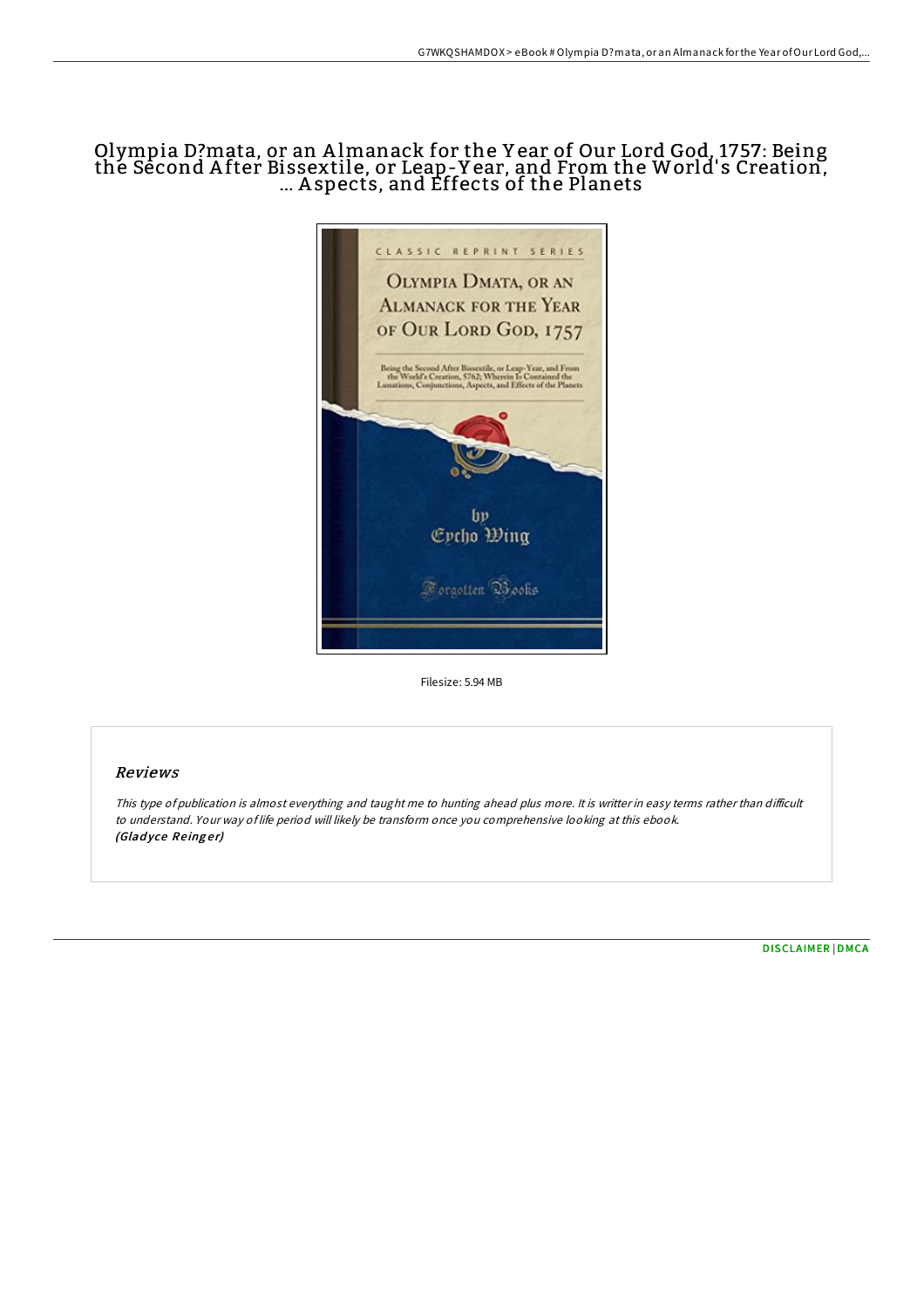# Olympia D?mata, or an Almanack for the Year of Our Lord God, 1757: Being the Second After Bissextile, or Leap-Year, and From the World's Creation, ... Aspects, and Effects of the Planets

Filesize: 5.94 MB

## Reviews

*This type of publication is almost everything and taught me to hunting ahead plus more. It is writter in easy terms rather than difficult to understand. Your way of life period will likely be transform once you comprehensive looking at this ebook.*
***(Gladyce Reinger)***

DISCLAIMER | DMCA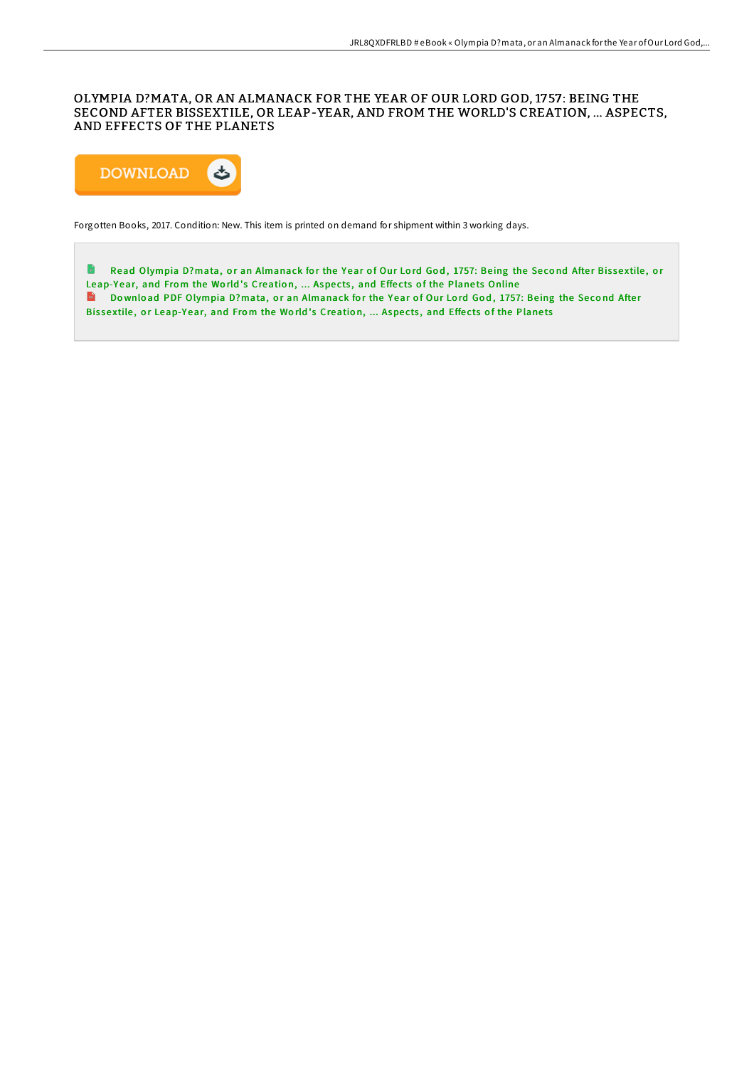# OLYMPIA D?MATA, OR AN ALMANACK FOR THE YEAR OF OUR LORD GOD, 1757: BEING THE SECOND AFTER BISSEXTILE, OR LEAP-YEAR, AND FROM THE WORLD'S CREATION, ... ASPECTS, AND EFFECTS OF THE PLANETS

DOWNLOAD

Forgotten Books, 2017. Condition: New. This item is printed on demand for shipment within 3 working days.

Read Olympia D?mata, or an Almanack for the Year of Our Lord God, 1757: Being the Second After Bissextile, or Leap-Year, and From the World's Creation, ... Aspects, and Effects of the Planets Online

Download PDF Olympia D?mata, or an Almanack for the Year of Our Lord God, 1757: Being the Second After Bissextile, or Leap-Year, and From the World's Creation, ... Aspects, and Effects of the Planets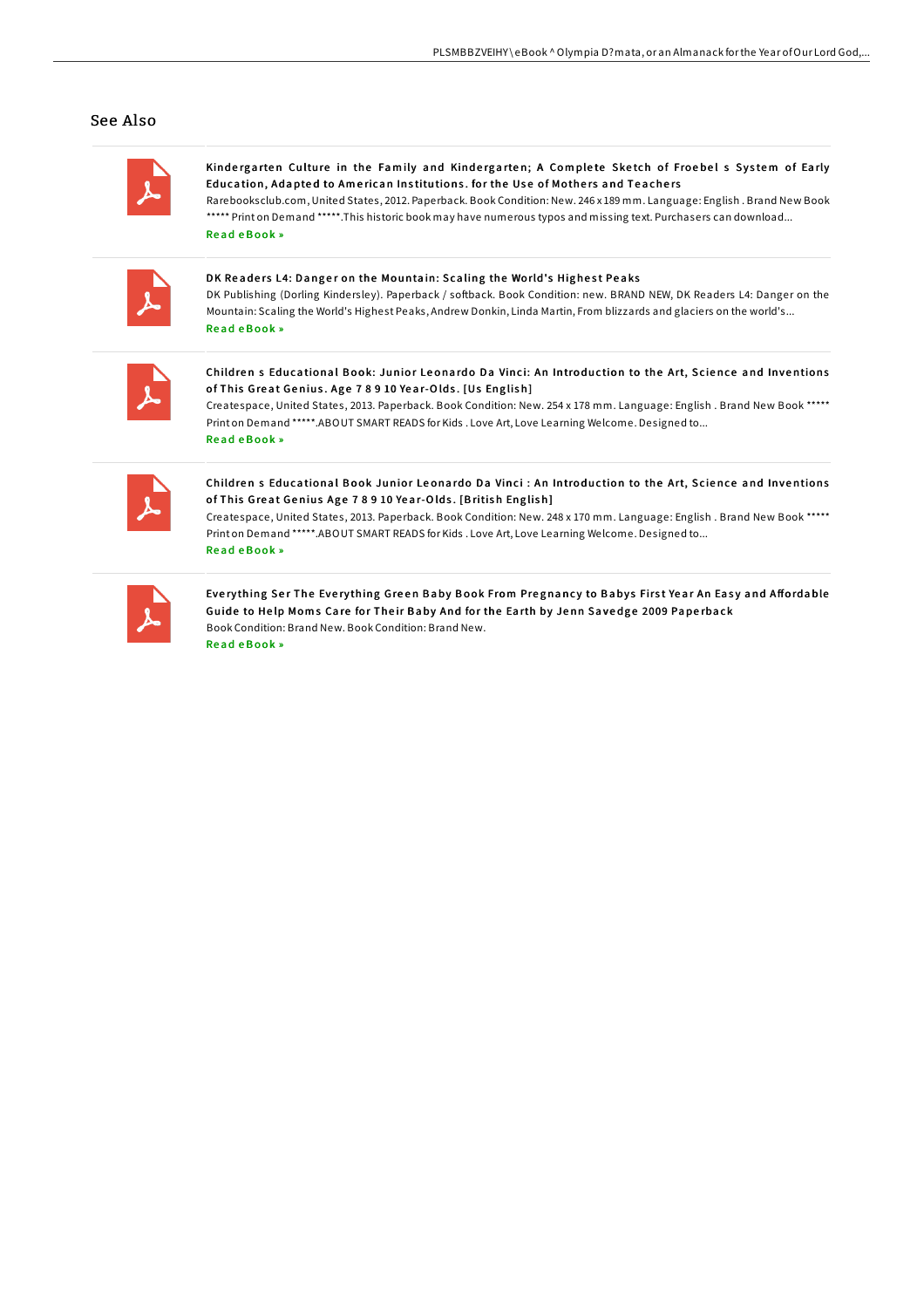## See Also

**Kindergarten Culture in the Family and Kindergarten; A Complete Sketch of Froebel s System of Early Education, Adapted to American Institutions. for the Use of Mothers and Teachers**

Rarebooksclub.com, United States, 2012. Paperback. Book Condition: New. 246 x 189 mm. Language: English . Brand New Book ***** Print on Demand *****.This historic book may have numerous typos and missing text. Purchasers can download...

Read eBook »

**DK Readers L4: Danger on the Mountain: Scaling the World's Highest Peaks**

DK Publishing (Dorling Kindersley). Paperback / softback. Book Condition: new. BRAND NEW, DK Readers L4: Danger on the Mountain: Scaling the World's Highest Peaks, Andrew Donkin, Linda Martin, From blizzards and glaciers on the world's...

Read eBook »

**Children s Educational Book: Junior Leonardo Da Vinci: An Introduction to the Art, Science and Inventions of This Great Genius. Age 7 8 9 10 Year-Olds. [Us English]**

Createspace, United States, 2013. Paperback. Book Condition: New. 254 x 178 mm. Language: English . Brand New Book ***** Print on Demand *****.ABOUT SMART READS for Kids . Love Art, Love Learning Welcome. Designed to...

Read eBook »

**Children s Educational Book Junior Leonardo Da Vinci : An Introduction to the Art, Science and Inventions of This Great Genius Age 7 8 9 10 Year-Olds. [British English]**

Createspace, United States, 2013. Paperback. Book Condition: New. 248 x 170 mm. Language: English . Brand New Book ***** Print on Demand *****.ABOUT SMART READS for Kids . Love Art, Love Learning Welcome. Designed to...

Read eBook »

**Everything Ser The Everything Green Baby Book From Pregnancy to Babys First Year An Easy and Affordable Guide to Help Moms Care for Their Baby And for the Earth by Jenn Savedge 2009 Paperback**

Book Condition: Brand New. Book Condition: Brand New.

Read eBook »